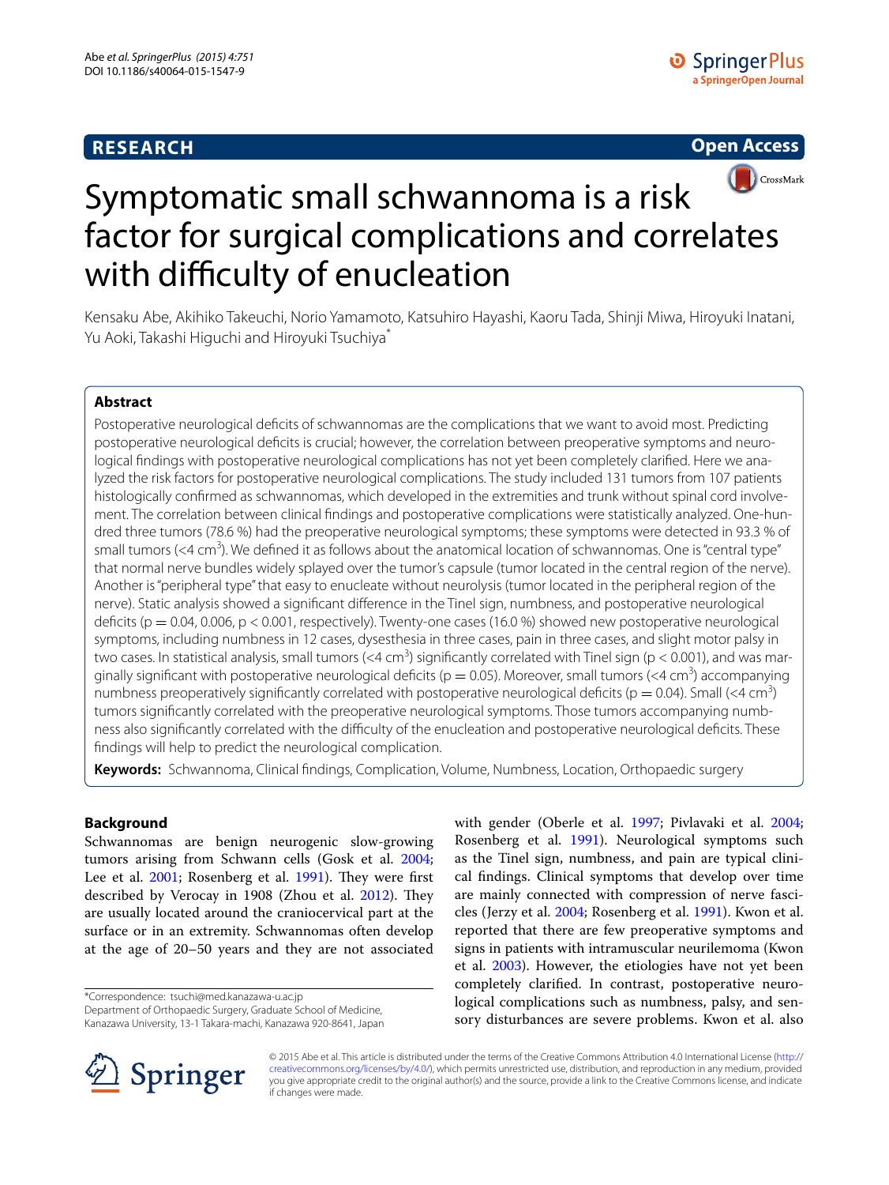# Symptomatic small schwannoma is a risk factor for surgical complications and correlates with difficulty of enucleation

Kensaku Abe, Akihiko Takeuchi, Norio Yamamoto, Katsuhiro Hayashi, Kaoru Tada, Shinji Miwa, Hiroyuki Inatani, Yu Aoki, Takashi Higuchi and Hiroyuki Tsuchiya*

## Abstract

Postoperative neurological deficits of schwannomas are the complications that we want to avoid most. Predicting postoperative neurological deficits is crucial; however, the correlation between preoperative symptoms and neurological findings with postoperative neurological complications has not yet been completely clarified. Here we analyzed the risk factors for postoperative neurological complications. The study included 131 tumors from 107 patients histologically confirmed as schwannomas, which developed in the extremities and trunk without spinal cord involvement. The correlation between clinical findings and postoperative complications were statistically analyzed. One-hundred three tumors (78.6 %) had the preoperative neurological symptoms; these symptoms were detected in 93.3 % of small tumors (<4 $cm^3$). We defined it as follows about the anatomical location of schwannomas. One is "central type" that normal nerve bundles widely splayed over the tumor's capsule (tumor located in the central region of the nerve). Another is "peripheral type" that easy to enucleate without neurolysis (tumor located in the peripheral region of the nerve). Static analysis showed a significant difference in the Tinel sign, numbness, and postoperative neurological deficits ($p = 0.04$, 0.006, $p < 0.001$, respectively). Twenty-one cases (16.0 %) showed new postoperative neurological symptoms, including numbness in 12 cases, dysesthesia in three cases, pain in three cases, and slight motor palsy in two cases. In statistical analysis, small tumors (<4 $cm^3$) significantly correlated with Tinel sign ($p < 0.001$), and was marginally significant with postoperative neurological deficits ($p = 0.05$). Moreover, small tumors (<4 $cm^3$) accompanying numbness preoperatively significantly correlated with postoperative neurological deficits ($p = 0.04$). Small (<4 $cm^3$) tumors significantly correlated with the preoperative neurological symptoms. Those tumors accompanying numbness also significantly correlated with the difficulty of the enucleation and postoperative neurological deficits. These findings will help to predict the neurological complication.

**Keywords:** Schwannoma, Clinical findings, Complication, Volume, Numbness, Location, Orthopaedic surgery

## Background

Schwannomas are benign neurogenic slow-growing tumors arising from Schwann cells (Gosk et al. 2004; Lee et al. 2001; Rosenberg et al. 1991). They were first described by Verocay in 1908 (Zhou et al. 2012). They are usually located around the craniocervical part at the surface or in an extremity. Schwannomas often develop at the age of 20–50 years and they are not associated with gender (Oberle et al. 1997; Pivlavaki et al. 2004; Rosenberg et al. 1991). Neurological symptoms such as the Tinel sign, numbness, and pain are typical clinical findings. Clinical symptoms that develop over time are mainly connected with compression of nerve fascicles (Jerzy et al. 2004; Rosenberg et al. 1991). Kwon et al. reported that there are few preoperative symptoms and signs in patients with intramuscular neurilemoma (Kwon et al. 2003). However, the etiologies have not yet been completely clarified. In contrast, postoperative neurological complications such as numbness, palsy, and sensory disturbances are severe problems. Kwon et al. also

*Correspondence: tsuchi@med.kanazawa-u.ac.jp
Department of Orthopaedic Surgery, Graduate School of Medicine, Kanazawa University, 13-1 Takara-machi, Kanazawa 920-8641, Japan

© 2015 Abe et al. This article is distributed under the terms of the Creative Commons Attribution 4.0 International License (http://creativecommons.org/licenses/by/4.0/), which permits unrestricted use, distribution, and reproduction in any medium, provided you give appropriate credit to the original author(s) and the source, provide a link to the Creative Commons license, and indicate if changes were made.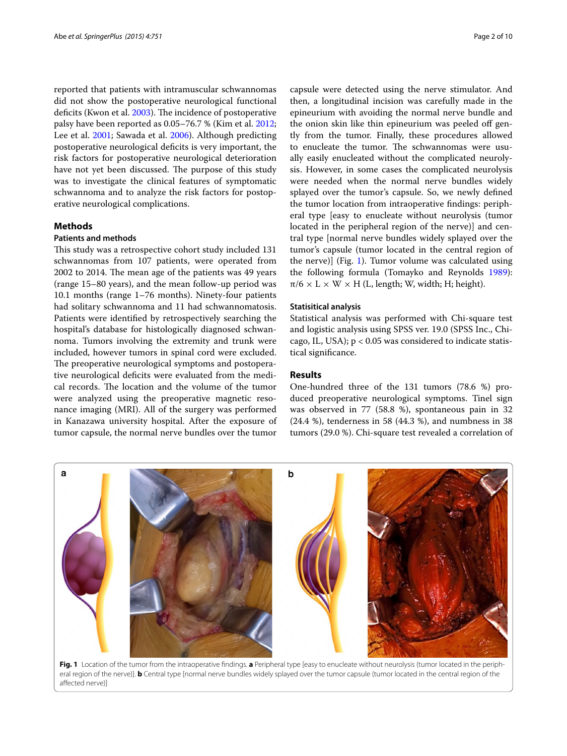reported that patients with intramuscular schwannomas did not show the postoperative neurological functional deficits (Kwon et al. 2003). The incidence of postoperative palsy have been reported as 0.05–76.7 % (Kim et al. 2012; Lee et al. 2001; Sawada et al. 2006). Although predicting postoperative neurological deficits is very important, the risk factors for postoperative neurological deterioration have not yet been discussed. The purpose of this study was to investigate the clinical features of symptomatic schwannoma and to analyze the risk factors for postoperative neurological complications.

## Methods

### Patients and methods

This study was a retrospective cohort study included 131 schwannomas from 107 patients, were operated from 2002 to 2014. The mean age of the patients was 49 years (range 15–80 years), and the mean follow-up period was 10.1 months (range 1–76 months). Ninety-four patients had solitary schwannoma and 11 had schwannomatosis. Patients were identified by retrospectively searching the hospital's database for histologically diagnosed schwannoma. Tumors involving the extremity and trunk were included, however tumors in spinal cord were excluded. The preoperative neurological symptoms and postoperative neurological deficits were evaluated from the medical records. The location and the volume of the tumor were analyzed using the preoperative magnetic resonance imaging (MRI). All of the surgery was performed in Kanazawa university hospital. After the exposure of tumor capsule, the normal nerve bundles over the tumor capsule were detected using the nerve stimulator. And then, a longitudinal incision was carefully made in the epineurium with avoiding the normal nerve bundle and the onion skin like thin epineurium was peeled off gently from the tumor. Finally, these procedures allowed to enucleate the tumor. The schwannomas were usually easily enucleated without the complicated neurolysis. However, in some cases the complicated neurolysis were needed when the normal nerve bundles widely splayed over the tumor's capsule. So, we newly defined the tumor location from intraoperative findings: peripheral type [easy to enucleate without neurolysis (tumor located in the peripheral region of the nerve)] and central type [normal nerve bundles widely splayed over the tumor's capsule (tumor located in the central region of the nerve)] (Fig. 1). Tumor volume was calculated using the following formula (Tomayko and Reynolds 1989): $\pi/6 \times L \times W \times H$ (L, length; W, width; H; height).

### Statisitical analysis

Statistical analysis was performed with Chi-square test and logistic analysis using SPSS ver. 19.0 (SPSS Inc., Chicago, IL, USA); $p < 0.05$ was considered to indicate statistical significance.

## Results

One-hundred three of the 131 tumors (78.6 %) produced preoperative neurological symptoms. Tinel sign was observed in 77 (58.8 %), spontaneous pain in 32 (24.4 %), tenderness in 58 (44.3 %), and numbness in 38 tumors (29.0 %). Chi-square test revealed a correlation of

**Fig. 1** Location of the tumor from the intraoperative findings. **a** Peripheral type [easy to enucleate without neurolysis (tumor located in the peripheral region of the nerve)]. **b** Central type [normal nerve bundles widely splayed over the tumor capsule (tumor located in the central region of the affected nerve)]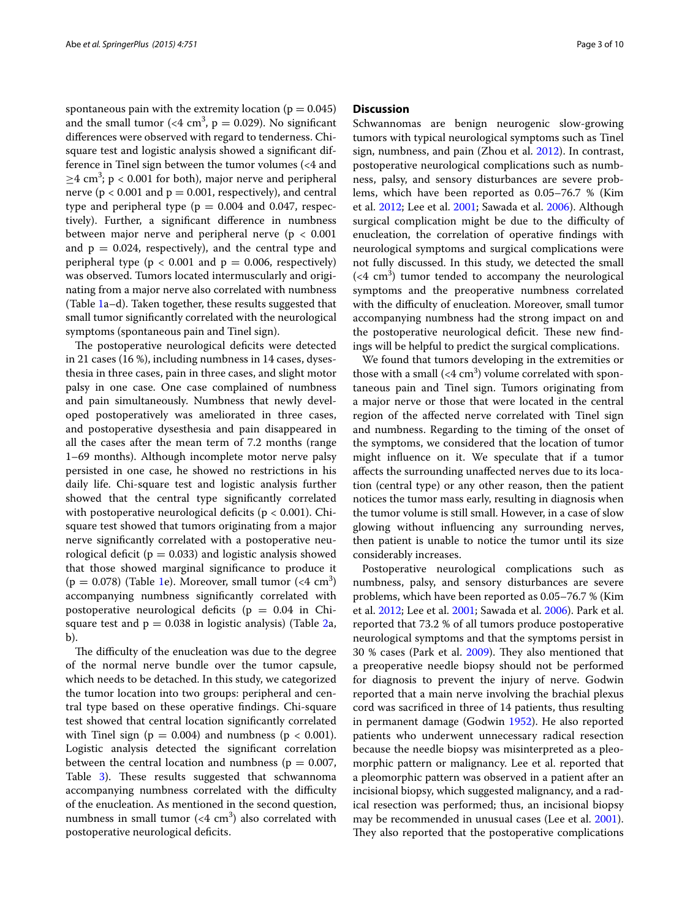spontaneous pain with the extremity location ($p = 0.045$) and the small tumor (<4 $cm^3$, $p = 0.029$). No significant differences were observed with regard to tenderness. Chi-square test and logistic analysis showed a significant difference in Tinel sign between the tumor volumes (<4 and ≥4 $cm^3$; $p < 0.001$ for both), major nerve and peripheral nerve ($p < 0.001$ and $p = 0.001$, respectively), and central type and peripheral type ($p = 0.004$ and 0.047, respectively). Further, a significant difference in numbness between major nerve and peripheral nerve ($p < 0.001$ and $p = 0.024$, respectively), and the central type and peripheral type ($p < 0.001$ and $p = 0.006$, respectively) was observed. Tumors located intermuscularly and originating from a major nerve also correlated with numbness (Table 1a–d). Taken together, these results suggested that small tumor significantly correlated with the neurological symptoms (spontaneous pain and Tinel sign).

The postoperative neurological deficits were detected in 21 cases (16 %), including numbness in 14 cases, dysesthesia in three cases, pain in three cases, and slight motor palsy in one case. One case complained of numbness and pain simultaneously. Numbness that newly developed postoperatively was ameliorated in three cases, and postoperative dysesthesia and pain disappeared in all the cases after the mean term of 7.2 months (range 1–69 months). Although incomplete motor nerve palsy persisted in one case, he showed no restrictions in his daily life. Chi-square test and logistic analysis further showed that the central type significantly correlated with postoperative neurological deficits ($p < 0.001$). Chi-square test showed that tumors originating from a major nerve significantly correlated with a postoperative neurological deficit ($p = 0.033$) and logistic analysis showed that those showed marginal significance to produce it ($p = 0.078$) (Table 1e). Moreover, small tumor (<4 $cm^3$) accompanying numbness significantly correlated with postoperative neurological deficits ($p = 0.04$ in Chi-square test and $p = 0.038$ in logistic analysis) (Table 2a, b).

The difficulty of the enucleation was due to the degree of the normal nerve bundle over the tumor capsule, which needs to be detached. In this study, we categorized the tumor location into two groups: peripheral and central type based on these operative findings. Chi-square test showed that central location significantly correlated with Tinel sign ($p = 0.004$) and numbness ($p < 0.001$). Logistic analysis detected the significant correlation between the central location and numbness ($p = 0.007$, Table 3). These results suggested that schwannoma accompanying numbness correlated with the difficulty of the enucleation. As mentioned in the second question, numbness in small tumor (<4 $cm^3$) also correlated with postoperative neurological deficits.

## Discussion

Schwannomas are benign neurogenic slow-growing tumors with typical neurological symptoms such as Tinel sign, numbness, and pain (Zhou et al. 2012). In contrast, postoperative neurological complications such as numbness, palsy, and sensory disturbances are severe problems, which have been reported as 0.05–76.7 % (Kim et al. 2012; Lee et al. 2001; Sawada et al. 2006). Although surgical complication might be due to the difficulty of enucleation, the correlation of operative findings with neurological symptoms and surgical complications were not fully discussed. In this study, we detected the small (<4 $cm^3$) tumor tended to accompany the neurological symptoms and the preoperative numbness correlated with the difficulty of enucleation. Moreover, small tumor accompanying numbness had the strong impact on and the postoperative neurological deficit. These new findings will be helpful to predict the surgical complications.

We found that tumors developing in the extremities or those with a small (<4 $cm^3$) volume correlated with spontaneous pain and Tinel sign. Tumors originating from a major nerve or those that were located in the central region of the affected nerve correlated with Tinel sign and numbness. Regarding to the timing of the onset of the symptoms, we considered that the location of tumor might influence on it. We speculate that if a tumor affects the surrounding unaffected nerves due to its location (central type) or any other reason, then the patient notices the tumor mass early, resulting in diagnosis when the tumor volume is still small. However, in a case of slow glowing without influencing any surrounding nerves, then patient is unable to notice the tumor until its size considerably increases.

Postoperative neurological complications such as numbness, palsy, and sensory disturbances are severe problems, which have been reported as 0.05–76.7 % (Kim et al. 2012; Lee et al. 2001; Sawada et al. 2006). Park et al. reported that 73.2 % of all tumors produce postoperative neurological symptoms and that the symptoms persist in 30 % cases (Park et al. 2009). They also mentioned that a preoperative needle biopsy should not be performed for diagnosis to prevent the injury of nerve. Godwin reported that a main nerve involving the brachial plexus cord was sacrificed in three of 14 patients, thus resulting in permanent damage (Godwin 1952). He also reported patients who underwent unnecessary radical resection because the needle biopsy was misinterpreted as a pleomorphic pattern or malignancy. Lee et al. reported that a pleomorphic pattern was observed in a patient after an incisional biopsy, which suggested malignancy, and a radical resection was performed; thus, an incisional biopsy may be recommended in unusual cases (Lee et al. 2001). They also reported that the postoperative complications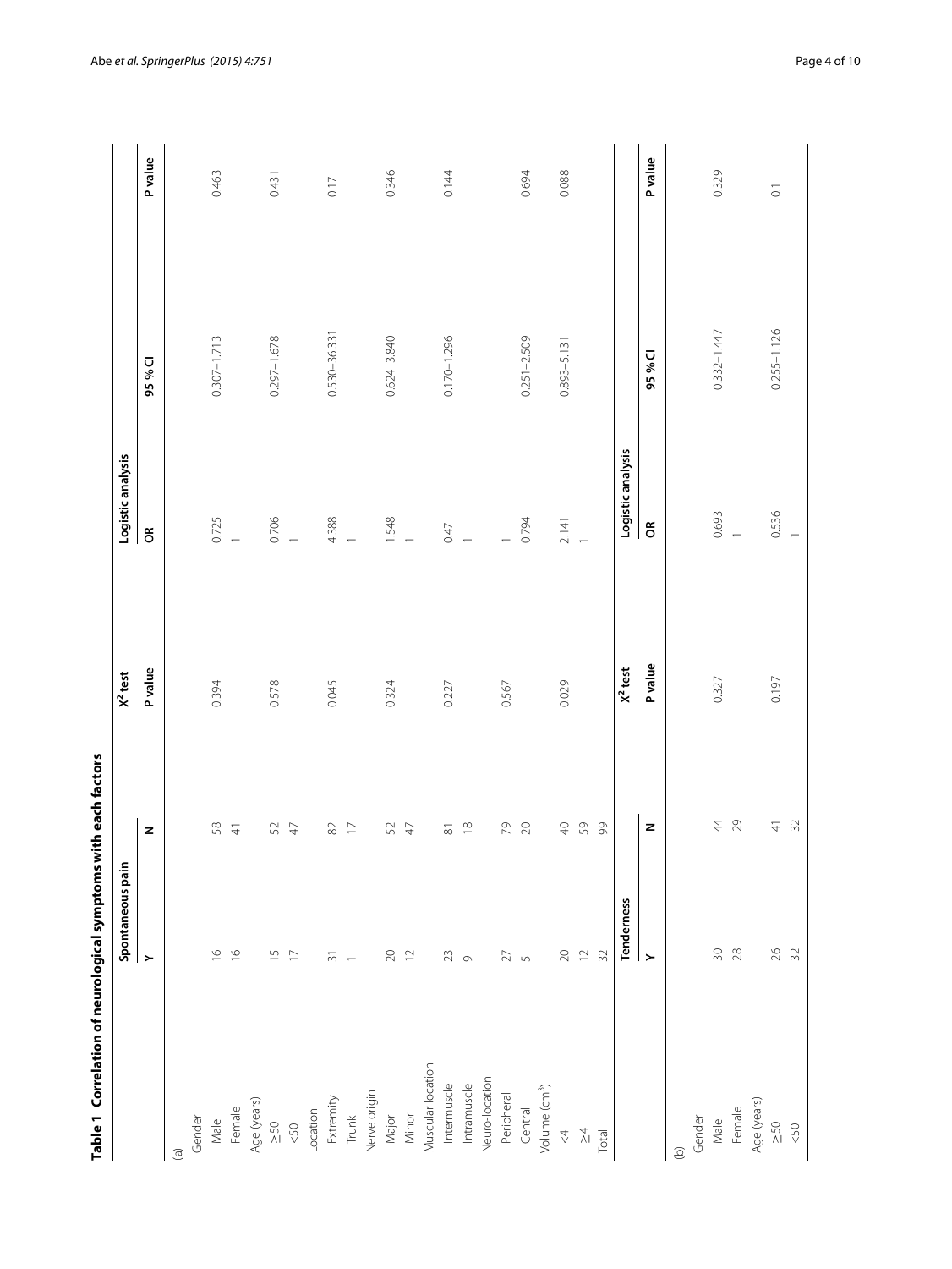**Table 1 Correlation of neurological symptoms with each factors**

| | Spontaneous pain | | $X^2$ test | Logistic analysis | | |
|---|---|---|---|---|---|---|
| | Y | N | P value | OR | 95 % CI | P value |
| (a) | | | | | | |
| Gender | | | | | | |
| Male | 16 | 58 | 0.394 | 0.725 | 0.307–1.713 | 0.463 |
| Female | 16 | 41 | | 1 | | |
| Age (years) | | | | | | |
| ≥50 | 15 | 52 | 0.578 | 0.706 | 0.297–1.678 | 0.431 |
| <50 | 17 | 47 | | 1 | | |
| Location | | | | | | |
| Extremity | 31 | 82 | 0.045 | 4.388 | 0.530–36.331 | 0.17 |
| Trunk | 1 | 17 | | 1 | | |
| Nerve origin | | | | | | |
| Major | 20 | 52 | 0.324 | 1.548 | 0.624–3.840 | 0.346 |
| Minor | 12 | 47 | | 1 | | |
| Muscular location | | | | | | |
| Intermuscle | 23 | 81 | 0.227 | 0.47 | 0.170–1.296 | 0.144 |
| Intramuscle | 9 | 18 | | 1 | | |
| Neuro-location | | | | | | |
| Peripheral | 27 | 79 | 0.567 | 1 | | |
| Central | 5 | 20 | | 0.794 | 0.251–2.509 | 0.694 |
| Volume ($cm^3$) | | | | | | |
| <4 | 20 | 40 | 0.029 | 2.141 | 0.893–5.131 | 0.088 |
| ≥4 | 12 | 59 | | 1 | | |
| Total | 32 | 99 | | | | |

| | Tenderness | | $X^2$ test | Logistic analysis | | |
|---|---|---|---|---|---|---|
| | Y | N | P value | OR | 95 % CI | P value |
| (b) | | | | | | |
| Gender | | | | | | |
| Male | 30 | 44 | 0.327 | 0.693 | 0.332–1.447 | 0.329 |
| Female | 28 | 29 | | 1 | | |
| Age (years) | | | | | | |
| ≥50 | 26 | 41 | 0.197 | 0.536 | 0.255–1.126 | 0.1 |
| <50 | 32 | 32 | | 1 | | |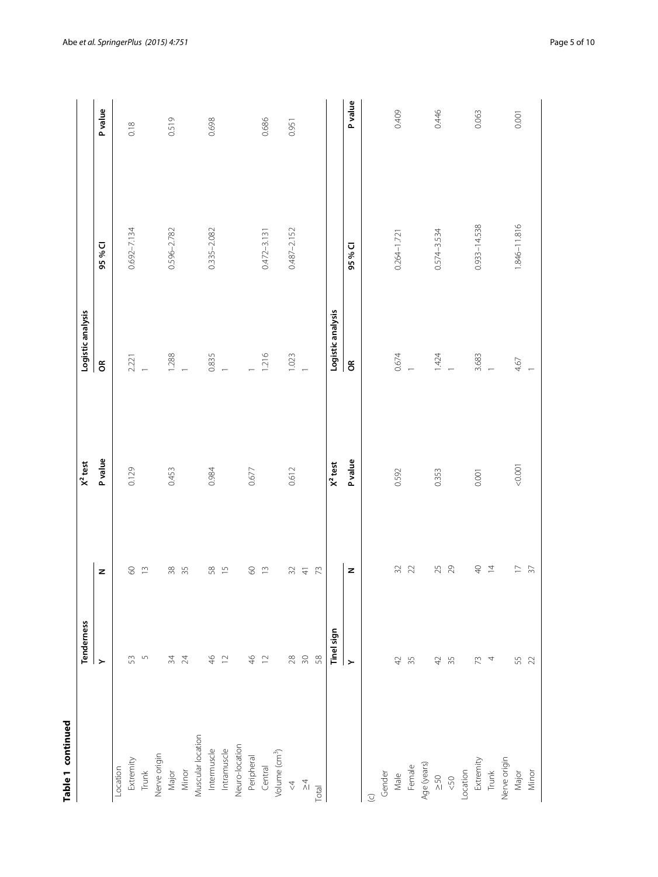**Table 1 continued**

| | Tenderness | | $X^2$ test | Logistic analysis | | |
|---|---|---|---|---|---|---|
| | Y | N | P value | OR | 95 % CI | P value |
| Location | | | | | | |
| Extremity | 53 | 60 | 0.129 | 2.221 | 0.692–7.134 | 0.18 |
| Trunk | 5 | 13 | | 1 | | |
| Nerve origin | | | | | | |
| Major | 34 | 38 | 0.453 | 1.288 | 0.596–2.782 | 0.519 |
| Minor | 24 | 35 | | 1 | | |
| Muscular location | | | | | | |
| Intermuscle | 46 | 58 | 0.984 | 0.835 | 0.335–2.082 | 0.698 |
| Intramuscle | 12 | 15 | | 1 | | |
| Neuro-location | | | | | | |
| Peripheral | 46 | 60 | 0.677 | 1 | | |
| Central | 12 | 13 | | 1.216 | 0.472–3.131 | 0.686 |
| Volume ($cm^3$) | | | | | | |
| <4 | 28 | 32 | 0.612 | 1.023 | 0.487–2.152 | 0.951 |
| ≥4 | 30 | 41 | | 1 | | |
| Total | 58 | 73 | | | | |

| | Tinel sign | | $X^2$ test | Logistic analysis | | |
|---|---|---|---|---|---|---|
| | Y | N | P value | OR | 95 % CI | P value |
| (c) | | | | | | |
| Gender | | | | | | |
| Male | 42 | 32 | 0.592 | 0.674 | 0.264–1.721 | 0.409 |
| Female | 35 | 22 | | 1 | | |
| Age (years) | | | | | | |
| ≥50 | 42 | 25 | 0.353 | 1.424 | 0.574–3.534 | 0.446 |
| <50 | 35 | 29 | | 1 | | |
| Location | | | | | | |
| Extremity | 73 | 40 | 0.001 | 3.683 | 0.933–14.538 | 0.063 |
| Trunk | 4 | 14 | | 1 | | |
| Nerve origin | | | | | | |
| Major | 55 | 17 | <0.001 | 4.67 | 1.846–11.816 | 0.001 |
| Minor | 22 | 37 | | 1 | | |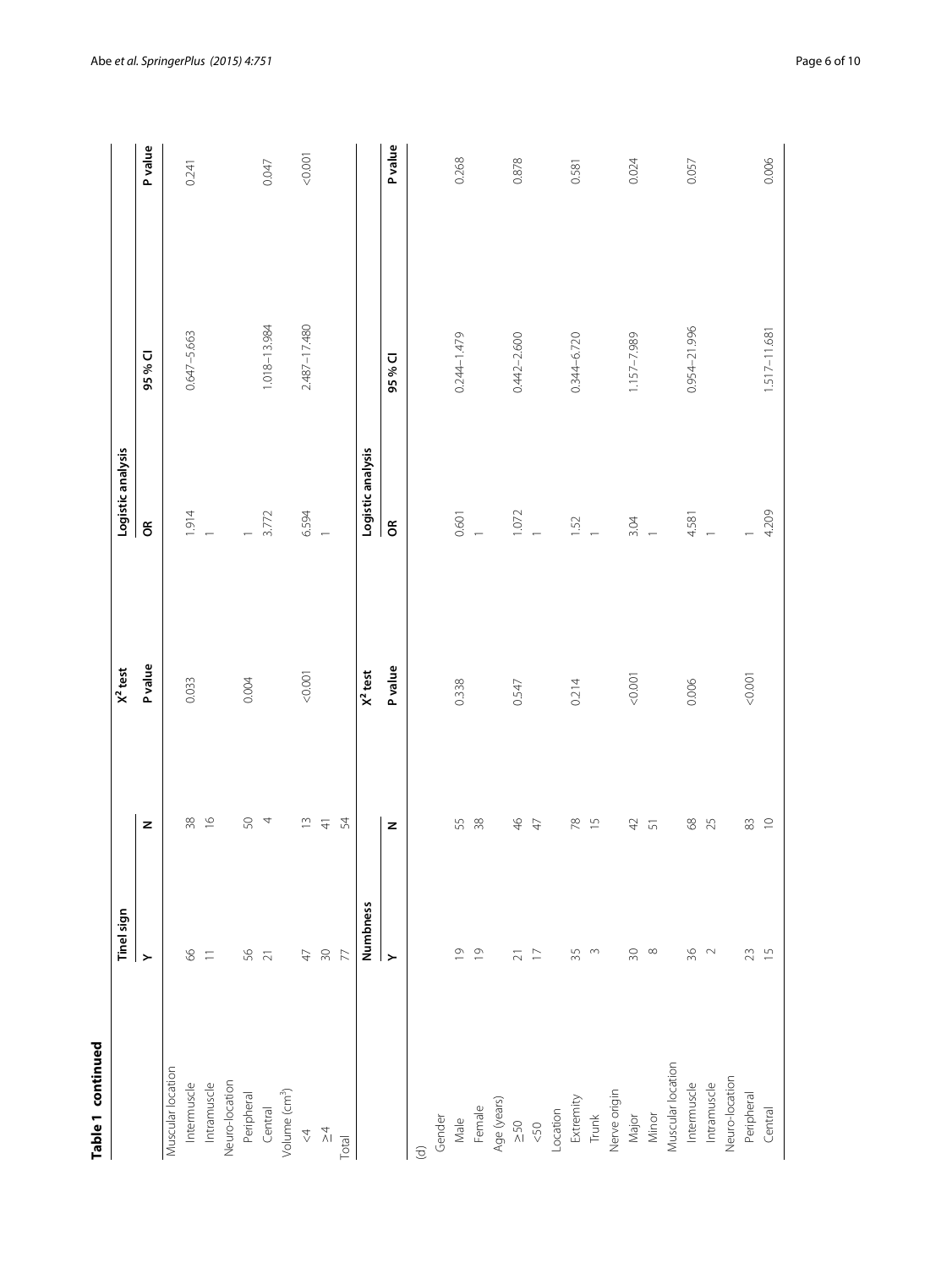**Table 1 continued**

| | Tinel sign | | $X^2$ test | Logistic analysis | | |
|---|---|---|---|---|---|---|
| | Y | N | P value | OR | 95 % CI | P value |
| Muscular location | | | | | | |
| Intermuscle | 66 | 38 | 0.033 | 1.914 | 0.647–5.663 | 0.241 |
| Intramuscle | 11 | 16 | | 1 | | |
| Neuro-location | | | | | | |
| Peripheral | 56 | 50 | 0.004 | 1 | | |
| Central | 21 | 4 | | 3.772 | 1.018–13.984 | 0.047 |
| Volume (cm$^3$) | | | | | | |
| <4 | 47 | 13 | <0.001 | 6.594 | 2.487–17.480 | <0.001 |
| ≥4 | 30 | 41 | | 1 | | |
| Total | 77 | 54 | | | | |

| | Numbness | | $X^2$ test | Logistic analysis | | |
|---|---|---|---|---|---|---|
| | Y | N | P value | OR | 95 % CI | P value |
| (d) | | | | | | |
| Gender | | | | | | |
| Male | 19 | 55 | 0.338 | 0.601 | 0.244–1.479 | 0.268 |
| Female | 19 | 38 | | 1 | | |
| Age (years) | | | | | | |
| ≥50 | 21 | 46 | 0.547 | 1.072 | 0.442–2.600 | 0.878 |
| <50 | 17 | 47 | | 1 | | |
| Location | | | | | | |
| Extremity | 35 | 78 | 0.214 | 1.52 | 0.344–6.720 | 0.581 |
| Trunk | 3 | 15 | | 1 | | |
| Nerve origin | | | | | | |
| Major | 30 | 42 | <0.001 | 3.04 | 1.157–7.989 | 0.024 |
| Minor | 8 | 51 | | 1 | | |
| Muscular location | | | | | | |
| Intermuscle | 36 | 68 | 0.006 | 4.581 | 0.954–21.996 | 0.057 |
| Intramuscle | 2 | 25 | | 1 | | |
| Neuro-location | | | | | | |
| Peripheral | 23 | 83 | <0.001 | 1 | | |
| Central | 15 | 10 | | 4.209 | 1.517–11.681 | 0.006 |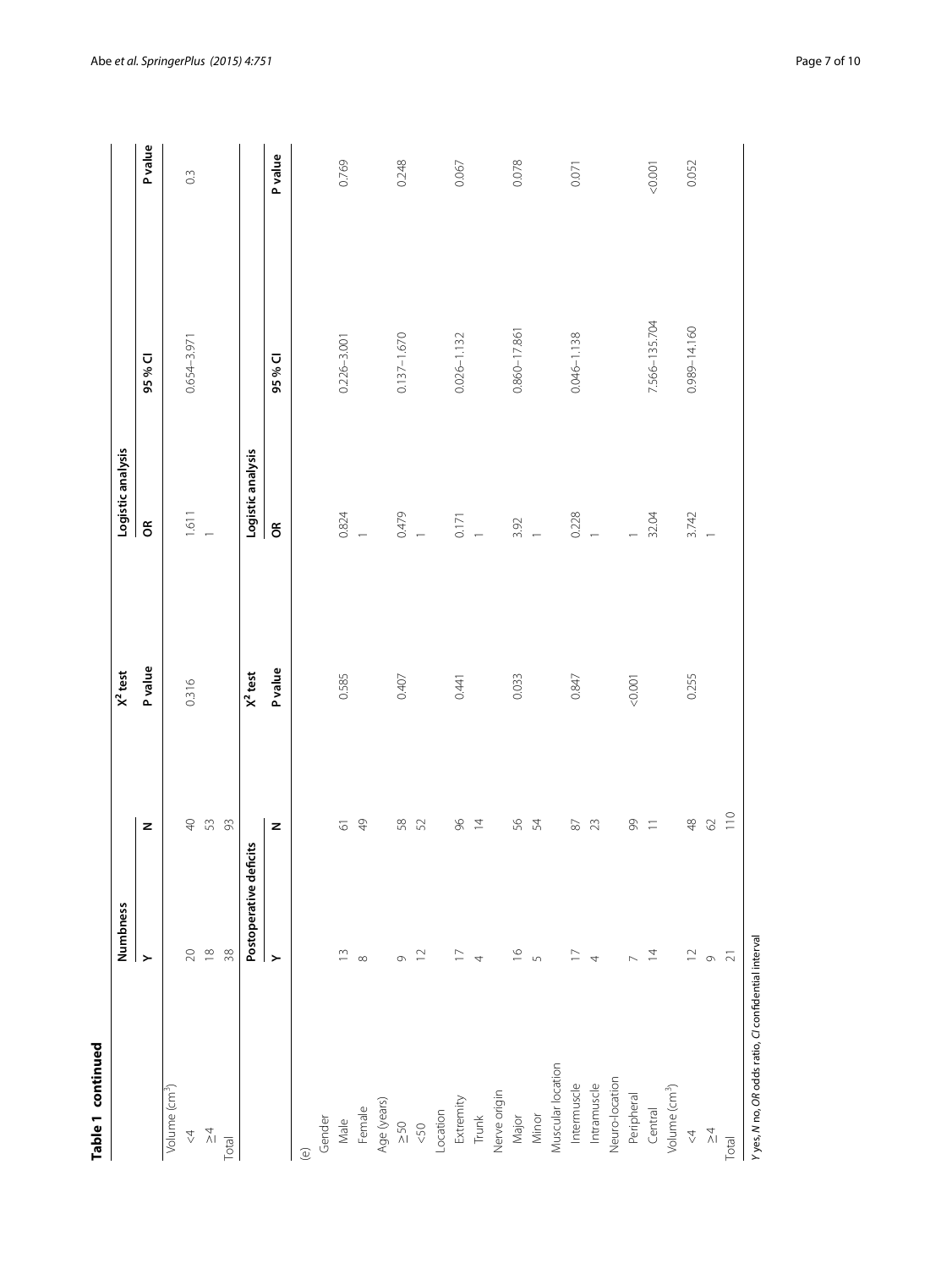**Table 1 continued**

| | Numbness | | $X^2$ test | Logistic analysis | | |
|---|---|---|---|---|---|---|
| | Y | N | P value | OR | 95 % CI | P value |
| Volume ($cm^3$) | | | | | | |
| <4 | 20 | 40 | 0.316 | 1.611 | 0.654–3.971 | 0.3 |
| ≥4 | 18 | 53 | | 1 | | |
| Total | 38 | 93 | | | | |

| | Postoperative deficits | | $X^2$ test | Logistic analysis | | |
|---|---|---|---|---|---|---|
| | Y | N | P value | OR | 95 % CI | P value |
| (e) | | | | | | |
| Gender | | | | | | |
| Male | 13 | 61 | 0.585 | 0.824 | 0.226–3.001 | 0.769 |
| Female | 8 | 49 | | 1 | | |
| Age (years) | | | | | | |
| ≥50 | 9 | 58 | 0.407 | 0.479 | 0.137–1.670 | 0.248 |
| <50 | 12 | 52 | | 1 | | |
| Location | | | | | | |
| Extremity | 17 | 96 | 0.441 | 0.171 | 0.026–1.132 | 0.067 |
| Trunk | 4 | 14 | | 1 | | |
| Nerve origin | | | | | | |
| Major | 16 | 56 | 0.033 | 3.92 | 0.860–17.861 | 0.078 |
| Minor | 5 | 54 | | 1 | | |
| Muscular location | | | | | | |
| Intermuscle | 17 | 87 | 0.847 | 0.228 | 0.046–1.138 | 0.071 |
| Intramuscle | 4 | 23 | | 1 | | |
| Neuro-location | | | | | | |
| Peripheral | 7 | 99 | <0.001 | 1 | | |
| Central | 14 | 11 | | 32.04 | 7.566–135.704 | <0.001 |
| Volume ($cm^3$) | | | | | | |
| <4 | 12 | 48 | 0.255 | 3.742 | 0.989–14.160 | 0.052 |
| ≥4 | 9 | 62 | | 1 | | |
| Total | 21 | 110 | | | | |

*Y* yes, *N* no, *OR* odds ratio, *CI* confidential interval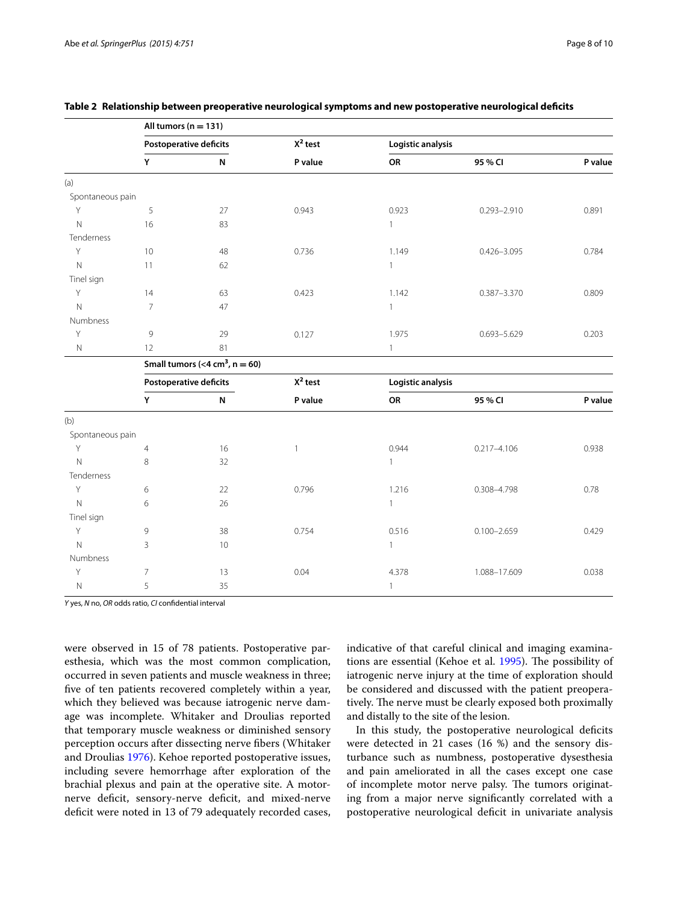**Table 2 Relationship between preoperative neurological symptoms and new postoperative neurological deficits**

| | All tumors (n = 131) | | | | | |
|---|---|---|---|---|---|---|
| | Postoperative deficits | | $X^2$ test | Logistic analysis | | |
| | Y | N | P value | OR | 95 % CI | P value |
| (a) | | | | | | |
| Spontaneous pain | | | | | | |
| Y | 5 | 27 | 0.943 | 0.923 | 0.293–2.910 | 0.891 |
| N | 16 | 83 | | 1 | | |
| Tenderness | | | | | | |
| Y | 10 | 48 | 0.736 | 1.149 | 0.426–3.095 | 0.784 |
| N | 11 | 62 | | 1 | | |
| Tinel sign | | | | | | |
| Y | 14 | 63 | 0.423 | 1.142 | 0.387–3.370 | 0.809 |
| N | 7 | 47 | | 1 | | |
| Numbness | | | | | | |
| Y | 9 | 29 | 0.127 | 1.975 | 0.693–5.629 | 0.203 |
| N | 12 | 81 | | 1 | | |
| | **Small tumors (<4 cm$^3$, n = 60)** | | | | | |
| | **Postoperative deficits** | | **$X^2$ test** | **Logistic analysis** | | |
| | **Y** | **N** | **P value** | **OR** | **95 % CI** | **P value** |
| (b) | | | | | | |
| Spontaneous pain | | | | | | |
| Y | 4 | 16 | 1 | 0.944 | 0.217–4.106 | 0.938 |
| N | 8 | 32 | | 1 | | |
| Tenderness | | | | | | |
| Y | 6 | 22 | 0.796 | 1.216 | 0.308–4.798 | 0.78 |
| N | 6 | 26 | | 1 | | |
| Tinel sign | | | | | | |
| Y | 9 | 38 | 0.754 | 0.516 | 0.100–2.659 | 0.429 |
| N | 3 | 10 | | 1 | | |
| Numbness | | | | | | |
| Y | 7 | 13 | 0.04 | 4.378 | 1.088–17.609 | 0.038 |
| N | 5 | 35 | | 1 | | |

*Y* yes, *N* no, *OR* odds ratio, *CI* confidential interval

were observed in 15 of 78 patients. Postoperative paresthesia, which was the most common complication, occurred in seven patients and muscle weakness in three; five of ten patients recovered completely within a year, which they believed was because iatrogenic nerve damage was incomplete. Whitaker and Droulias reported that temporary muscle weakness or diminished sensory perception occurs after dissecting nerve fibers (Whitaker and Droulias 1976). Kehoe reported postoperative issues, including severe hemorrhage after exploration of the brachial plexus and pain at the operative site. A motor-nerve deficit, sensory-nerve deficit, and mixed-nerve deficit were noted in 13 of 79 adequately recorded cases, indicative of that careful clinical and imaging examinations are essential (Kehoe et al. 1995). The possibility of iatrogenic nerve injury at the time of exploration should be considered and discussed with the patient preoperatively. The nerve must be clearly exposed both proximally and distally to the site of the lesion.

In this study, the postoperative neurological deficits were detected in 21 cases (16 %) and the sensory disturbance such as numbness, postoperative dysesthesia and pain ameliorated in all the cases except one case of incomplete motor nerve palsy. The tumors originating from a major nerve significantly correlated with a postoperative neurological deficit in univariate analysis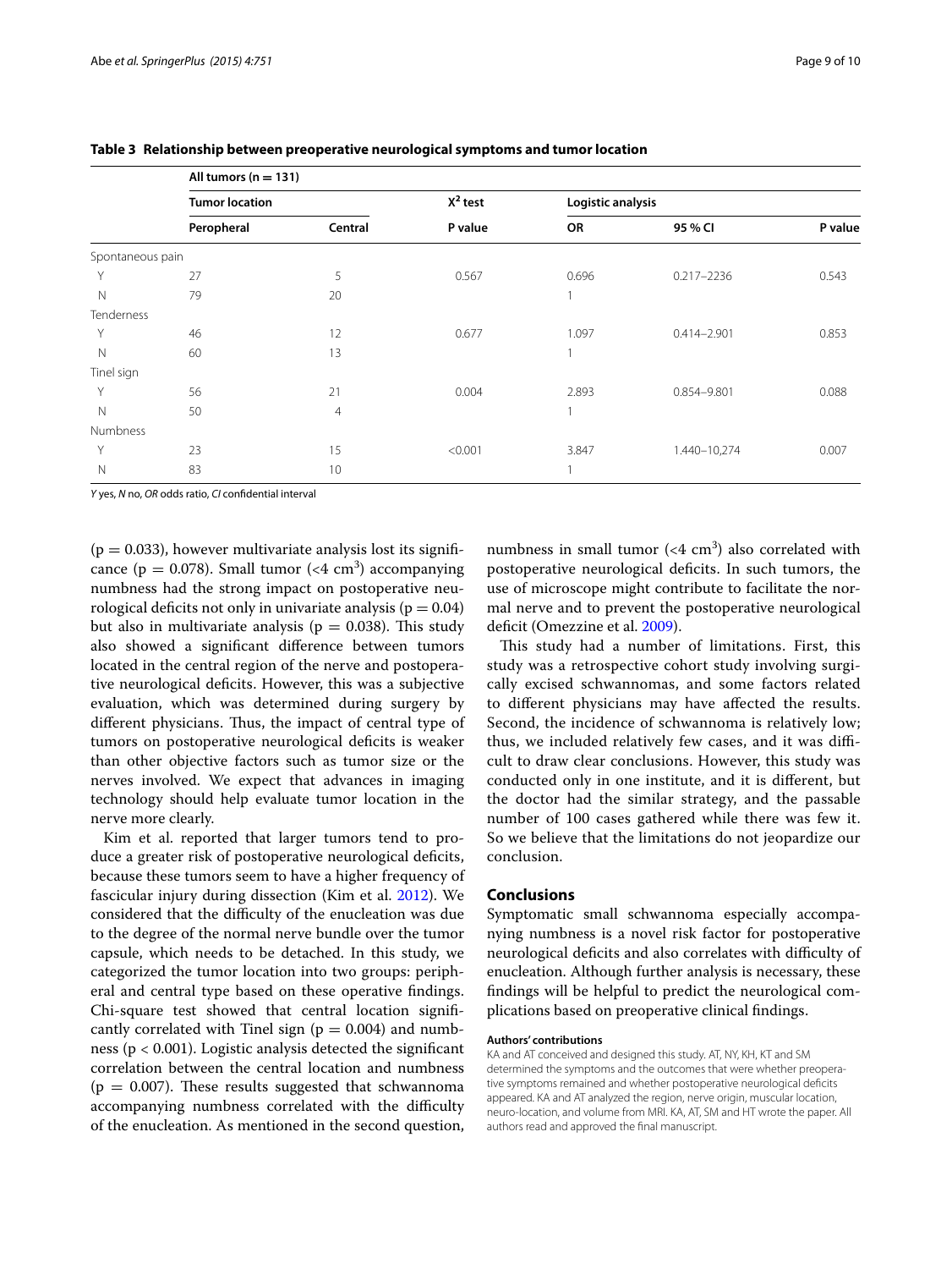**Table 3 Relationship between preoperative neurological symptoms and tumor location**

| | All tumors (n = 131) | | | | | |
|---|---|---|---|---|---|---|
| | Tumor location | | $X^2$ test | Logistic analysis | | |
| | Peropheral | Central | P value | OR | 95 % CI | P value |
| Spontaneous pain | | | | | | |
| Y | 27 | 5 | 0.567 | 0.696 | 0.217–2236 | 0.543 |
| N | 79 | 20 | | 1 | | |
| Tenderness | | | | | | |
| Y | 46 | 12 | 0.677 | 1.097 | 0.414–2.901 | 0.853 |
| N | 60 | 13 | | 1 | | |
| Tinel sign | | | | | | |
| Y | 56 | 21 | 0.004 | 2.893 | 0.854–9.801 | 0.088 |
| N | 50 | 4 | | 1 | | |
| Numbness | | | | | | |
| Y | 23 | 15 | <0.001 | 3.847 | 1.440–10,274 | 0.007 |
| N | 83 | 10 | | 1 | | |

*Y* yes, *N* no, *OR* odds ratio, *CI* confidential interval

($p = 0.033$), however multivariate analysis lost its significance ($p = 0.078$). Small tumor (<4 $cm^3$) accompanying numbness had the strong impact on postoperative neurological deficits not only in univariate analysis ($p = 0.04$) but also in multivariate analysis ($p = 0.038$). This study also showed a significant difference between tumors located in the central region of the nerve and postoperative neurological deficits. However, this was a subjective evaluation, which was determined during surgery by different physicians. Thus, the impact of central type of tumors on postoperative neurological deficits is weaker than other objective factors such as tumor size or the nerves involved. We expect that advances in imaging technology should help evaluate tumor location in the nerve more clearly.

Kim et al. reported that larger tumors tend to produce a greater risk of postoperative neurological deficits, because these tumors seem to have a higher frequency of fascicular injury during dissection (Kim et al. 2012). We considered that the difficulty of the enucleation was due to the degree of the normal nerve bundle over the tumor capsule, which needs to be detached. In this study, we categorized the tumor location into two groups: peripheral and central type based on these operative findings. Chi-square test showed that central location significantly correlated with Tinel sign ($p = 0.004$) and numbness ($p < 0.001$). Logistic analysis detected the significant correlation between the central location and numbness ($p = 0.007$). These results suggested that schwannoma accompanying numbness correlated with the difficulty of the enucleation. As mentioned in the second question, numbness in small tumor (<4 $cm^3$) also correlated with postoperative neurological deficits. In such tumors, the use of microscope might contribute to facilitate the normal nerve and to prevent the postoperative neurological deficit (Omezzine et al. 2009).

This study had a number of limitations. First, this study was a retrospective cohort study involving surgically excised schwannomas, and some factors related to different physicians may have affected the results. Second, the incidence of schwannoma is relatively low; thus, we included relatively few cases, and it was difficult to draw clear conclusions. However, this study was conducted only in one institute, and it is different, but the doctor had the similar strategy, and the passable number of 100 cases gathered while there was few it. So we believe that the limitations do not jeopardize our conclusion.

## Conclusions

Symptomatic small schwannoma especially accompanying numbness is a novel risk factor for postoperative neurological deficits and also correlates with difficulty of enucleation. Although further analysis is necessary, these findings will be helpful to predict the neurological complications based on preoperative clinical findings.

#### Authors' contributions

KA and AT conceived and designed this study. AT, NY, KH, KT and SM determined the symptoms and the outcomes that were whether preoperative symptoms remained and whether postoperative neurological deficits appeared. KA and AT analyzed the region, nerve origin, muscular location, neuro-location, and volume from MRI. KA, AT, SM and HT wrote the paper. All authors read and approved the final manuscript.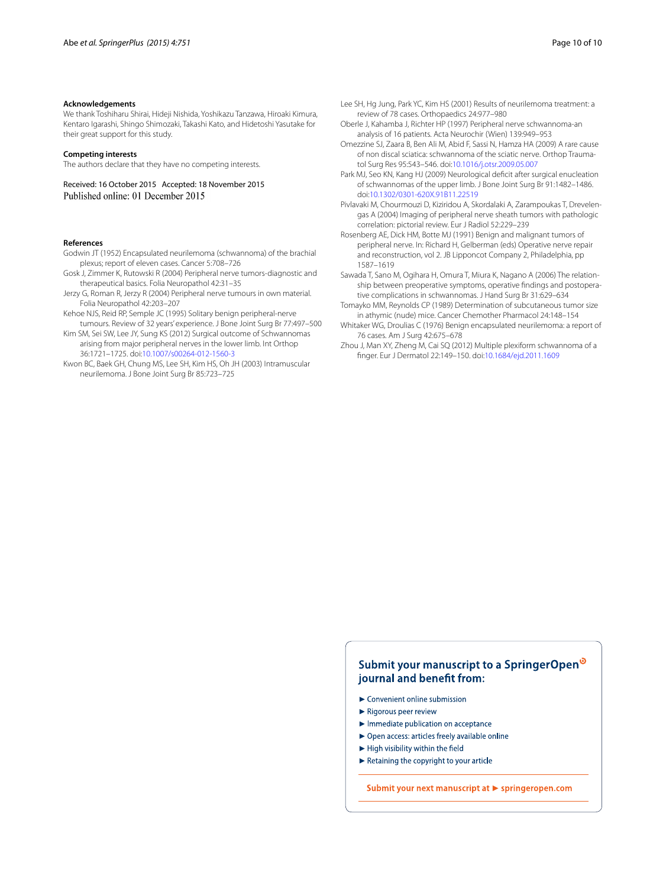#### Acknowledgements

We thank Toshiharu Shirai, Hideji Nishida, Yoshikazu Tanzawa, Hiroaki Kimura, Kentaro Igarashi, Shingo Shimozaki, Takashi Kato, and Hidetoshi Yasutake for their great support for this study.

#### Competing interests

The authors declare that they have no competing interests.

Received: 16 October 2015 Accepted: 18 November 2015
Published online: 01 December 2015

#### References

Godwin JT (1952) Encapsulated neurilemoma (schwannoma) of the brachial plexus; report of eleven cases. Cancer 5:708–726

Gosk J, Zimmer K, Rutowski R (2004) Peripheral nerve tumors-diagnostic and therapeutical basics. Folia Neuropathol 42:31–35

Jerzy G, Roman R, Jerzy R (2004) Peripheral nerve tumours in own material. Folia Neuropathol 42:203–207

Kehoe NJS, Reid RP, Semple JC (1995) Solitary benign peripheral-nerve tumours. Review of 32 years' experience. J Bone Joint Surg Br 77:497–500

Kim SM, Sei SW, Lee JY, Sung KS (2012) Surgical outcome of Schwannomas arising from major peripheral nerves in the lower limb. Int Orthop 36:1721–1725. doi:10.1007/s00264-012-1560-3

Kwon BC, Baek GH, Chung MS, Lee SH, Kim HS, Oh JH (2003) Intramuscular neurilemoma. J Bone Joint Surg Br 85:723–725

Lee SH, Hg Jung, Park YC, Kim HS (2001) Results of neurilemoma treatment: a review of 78 cases. Orthopaedics 24:977–980

Oberle J, Kahamba J, Richter HP (1997) Peripheral nerve schwannoma-an analysis of 16 patients. Acta Neurochir (Wien) 139:949–953

Omezzine SJ, Zaara B, Ben Ali M, Abid F, Sassi N, Hamza HA (2009) A rare cause of non discal sciatica: schwannoma of the sciatic nerve. Orthop Traumatol Surg Res 95:543–546. doi:10.1016/j.otsr.2009.05.007

Park MJ, Seo KN, Kang HJ (2009) Neurological deficit after surgical enucleation of schwannomas of the upper limb. J Bone Joint Surg Br 91:1482–1486. doi:10.1302/0301-620X.91B11.22519

Pivlavaki M, Chourmouzi D, Kiziridou A, Skordalaki A, Zarampoukas T, Drevelengas A (2004) Imaging of peripheral nerve sheath tumors with pathologic correlation: pictorial review. Eur J Radiol 52:229–239

Rosenberg AE, Dick HM, Botte MJ (1991) Benign and malignant tumors of peripheral nerve. In: Richard H, Gelberman (eds) Operative nerve repair and reconstruction, vol 2. JB Lipponcot Company 2, Philadelphia, pp 1587–1619

Sawada T, Sano M, Ogihara H, Omura T, Miura K, Nagano A (2006) The relationship between preoperative symptoms, operative findings and postoperative complications in schwannomas. J Hand Surg Br 31:629–634

Tomayko MM, Reynolds CP (1989) Determination of subcutaneous tumor size in athymic (nude) mice. Cancer Chemother Pharmacol 24:148–154

Whitaker WG, Droulias C (1976) Benign encapsulated neurilemoma: a report of 76 cases. Am J Surg 42:675–678

Zhou J, Man XY, Zheng M, Cai SQ (2012) Multiple plexiform schwannoma of a finger. Eur J Dermatol 22:149–150. doi:10.1684/ejd.2011.1609

**Submit your manuscript to a SpringerOpen journal and benefit from:**

- ► Convenient online submission
- ► Rigorous peer review
- ► Immediate publication on acceptance
- ► Open access: articles freely available online
- ► High visibility within the field
- ► Retaining the copyright to your article

**Submit your next manuscript at ► springeropen.com**